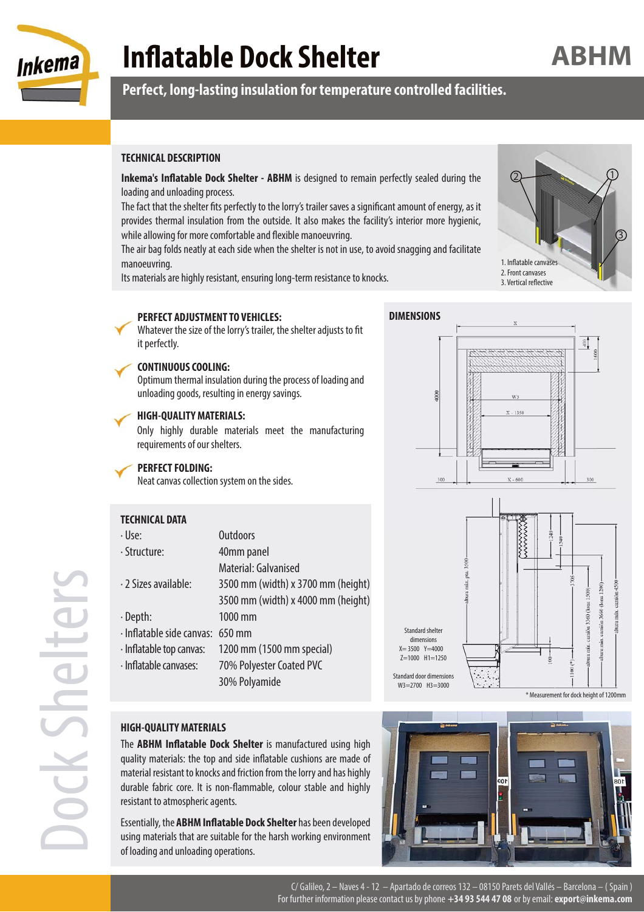# Inflatable Dock Shelter

# ABHM

**Perfect, long-lasting insulation for temperature controlled facilities.**

### TECHNICAL DESCRIPTION

**Inkema's Inflatable Dock Shelter - ABHM** is designed to remain perfectly sealed during the loading and unloading process.

The fact that the shelter fits perfectly to the lorry's trailer saves a significant amount of energy, as it provides thermal insulation from the outside. It also makes the facility's interior more hygienic, while allowing for more comfortable and flexible manoeuvring.

The air bag folds neatly at each side when the shelter is not in use, to avoid snagging and facilitate manoeuvring.

Its materials are highly resistant, ensuring long-term resistance to knocks.

1. Inflatable canvases
2. Front canvases
3. Vertical reflective

**PERFECT ADJUSTMENT TO VEHICLES:**
Whatever the size of the lorry's trailer, the shelter adjusts to fit it perfectly.

**CONTINUOUS COOLING:**
Optimum thermal insulation during the process of loading and unloading goods, resulting in energy savings.

**HIGH-QUALITY MATERIALS:**
Only highly durable materials meet the manufacturing requirements of our shelters.

**PERFECT FOLDING:**
Neat canvas collection system on the sides.

### DIMENSIONS

Standard shelter dimensions
X= 3500 Y=4000
Z=1000 H1=1250

Standard door dimensions
W3=2700 H3=3000

* Measurement for dock height of 1200mm

### TECHNICAL DATA

| | |
|---|---|
| · Use: | Outdoors |
| · Structure: | 40mm panel |
| | Material: Galvanised |
| · 2 Sizes available: | 3500 mm (width) x 3700 mm (height) |
| | 3500 mm (width) x 4000 mm (height) |
| · Depth: | 1000 mm |
| · Inflatable side canvas: | 650 mm |
| · Inflatable top canvas: | 1200 mm (1500 mm special) |
| · Inflatable canvases: | 70% Polyester Coated PVC |
| | 30% Polyamide |

### HIGH-QUALITY MATERIALS

The **ABHM Inflatable Dock Shelter** is manufactured using high quality materials: the top and side inflatable cushions are made of material resistant to knocks and friction from the lorry and has highly durable fabric core. It is non-flammable, colour stable and highly resistant to atmospheric agents.

Essentially, the **ABHM Inflatable Dock Shelter** has been developed using materials that are suitable for the harsh working environment of loading and unloading operations.

Dock Shelters

C/ Galileo, 2 – Naves 4 - 12 – Apartado de correos 132 – 08150 Parets del Vallés – Barcelona – ( Spain )
For further information please contact us by phone **+34 93 544 47 08** or by email: **export@inkema.com**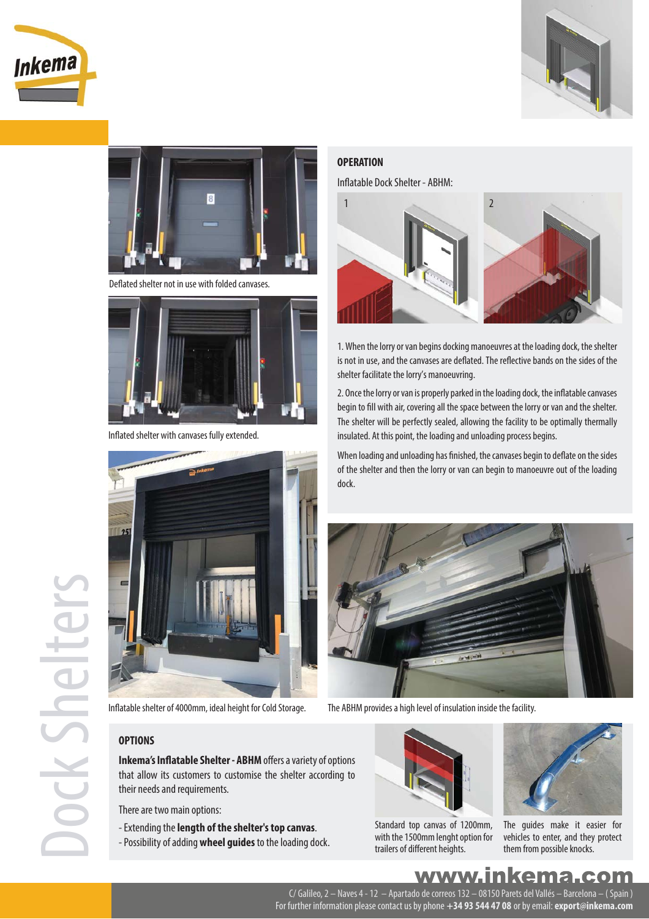Deflated shelter not in use with folded canvases.

Inflated shelter with canvases fully extended.

Inflatable shelter of 4000mm, ideal height for Cold Storage.

## OPERATION

Inflatable Dock Shelter - ABHM:

1

2

1. When the lorry or van begins docking manoeuvres at the loading dock, the shelter is not in use, and the canvases are deflated. The reflective bands on the sides of the shelter facilitate the lorry's manoeuvring.

2. Once the lorry or van is properly parked in the loading dock, the inflatable canvases begin to fill with air, covering all the space between the lorry or van and the shelter. The shelter will be perfectly sealed, allowing the facility to be optimally thermally insulated. At this point, the loading and unloading process begins.

When loading and unloading has finished, the canvases begin to deflate on the sides of the shelter and then the lorry or van can begin to manoeuvre out of the loading dock.

The ABHM provides a high level of insulation inside the facility.

## OPTIONS

**Inkema's Inflatable Shelter - ABHM** offers a variety of options that allow its customers to customise the shelter according to their needs and requirements.

There are two main options:

- Extending the **length of the shelter's top canvas**.
- Possibility of adding **wheel guides** to the loading dock.

Standard top canvas of 1200mm, with the 1500mm lenght option for trailers of different heights.

The guides make it easier for vehicles to enter, and they protect them from possible knocks.

Dock Shelters

www.inkema.com

C/ Galileo, 2 – Naves 4 - 12 – Apartado de correos 132 – 08150 Parets del Vallés – Barcelona – ( Spain )
For further information please contact us by phone **+34 93 544 47 08** or by email: **export@inkema.com**